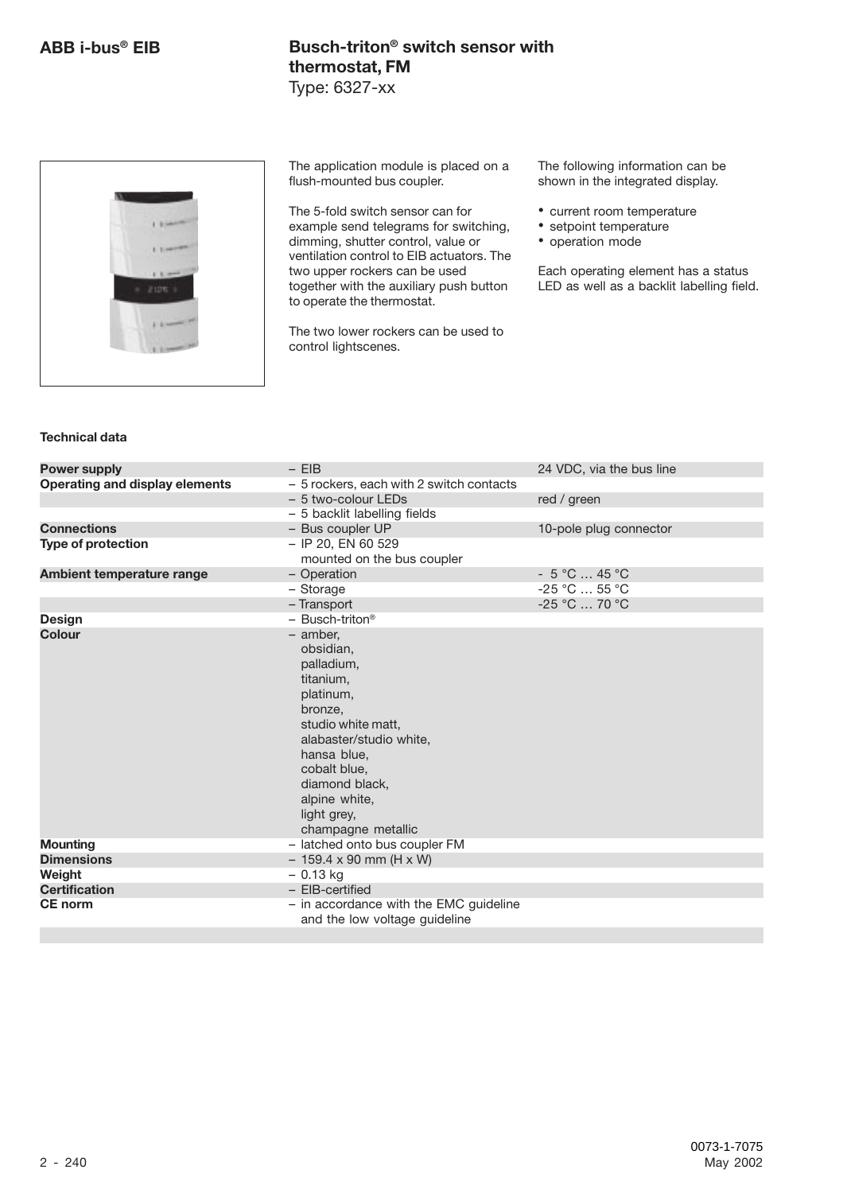# Busch-triton® switch sensor with thermostat, FM

Type: 6327-xx

The application module is placed on a flush-mounted bus coupler.

The 5-fold switch sensor can for example send telegrams for switching, dimming, shutter control, value or ventilation control to EIB actuators. The two upper rockers can be used together with the auxiliary push button to operate the thermostat.

The two lower rockers can be used to control lightscenes.

The following information can be shown in the integrated display.

- current room temperature
- setpoint temperature
- operation mode

Each operating element has a status LED as well as a backlit labelling field.

**Technical data**

| | | |
|---|---|---|
| **Power supply** | – EIB | 24 VDC, via the bus line |
| **Operating and display elements** | – 5 rockers, each with 2 switch contacts | |
| | – 5 two-colour LEDs | red / green |
| | – 5 backlit labelling fields | |
| **Connections** | – Bus coupler UP | 10-pole plug connector |
| **Type of protection** | – IP 20, EN 60 529 mounted on the bus coupler | |
| **Ambient temperature range** | – Operation | - 5 °C … 45 °C |
| | – Storage | -25 °C … 55 °C |
| | – Transport | -25 °C … 70 °C |
| **Design** | – Busch-triton® | |
| **Colour** | – amber, obsidian, palladium, titanium, platinum, bronze, studio white matt, alabaster/studio white, hansa blue, cobalt blue, diamond black, alpine white, light grey, champagne metallic | |
| **Mounting** | – latched onto bus coupler FM | |
| **Dimensions** | – 159.4 x 90 mm (H x W) | |
| **Weight** | – 0.13 kg | |
| **Certification** | – EIB-certified | |
| **CE norm** | – in accordance with the EMC guideline and the low voltage guideline | |

0073-1-7075
May 2002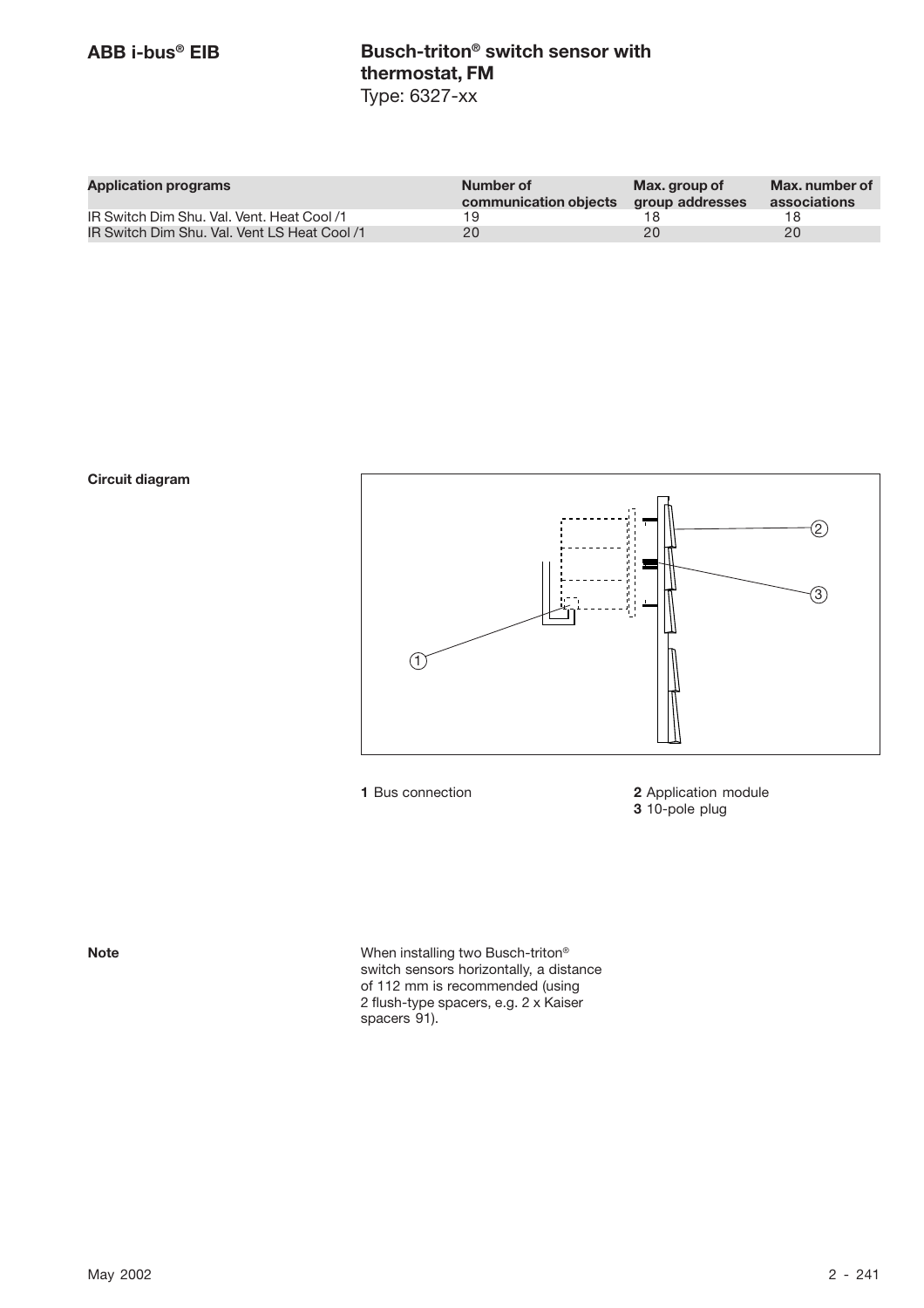## ABB i-bus® EIB

## Busch-triton® switch sensor with thermostat, FM
Type: 6327-xx

| Application programs | Number of communication objects | Max. group of group addresses | Max. number of associations |
|---|---|---|---|
| IR Switch Dim Shu. Val. Vent. Heat Cool /1 | 19 | 18 | 18 |
| IR Switch Dim Shu. Val. Vent LS Heat Cool /1 | 20 | 20 | 20 |

**Circuit diagram**

**1** Bus connection

**2** Application module
**3** 10-pole plug

**Note**

When installing two Busch-triton® switch sensors horizontally, a distance of 112 mm is recommended (using 2 flush-type spacers, e.g. 2 x Kaiser spacers 91).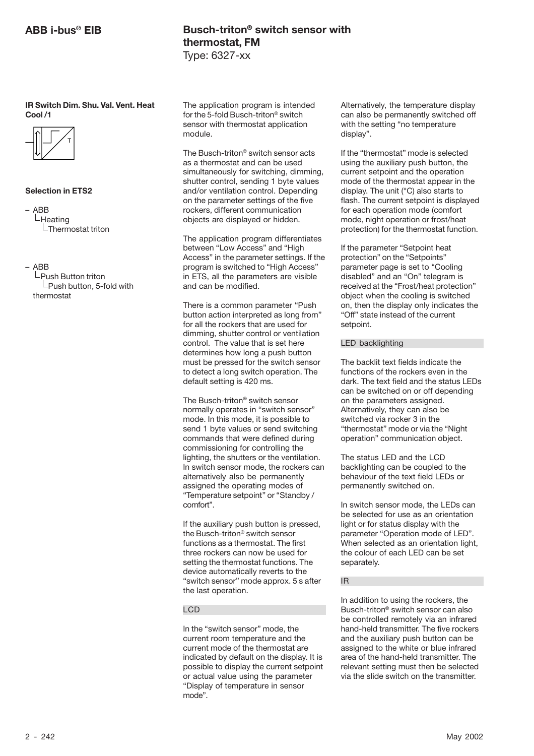# Busch-triton® switch sensor with thermostat, FM

Type: 6327-xx

**IR Switch Dim. Shu. Val. Vent. Heat Cool /1**

**Selection in ETS2**

- ABB
  - Heating
    - Thermostat triton

- ABB
  - Push Button triton
    - Push button, 5-fold with thermostat

The application program is intended for the 5-fold Busch-triton® switch sensor with thermostat application module.

The Busch-triton® switch sensor acts as a thermostat and can be used simultaneously for switching, dimming, shutter control, sending 1 byte values and/or ventilation control. Depending on the parameter settings of the five rockers, different communication objects are displayed or hidden.

The application program differentiates between "Low Access" and "High Access" in the parameter settings. If the program is switched to "High Access" in ETS, all the parameters are visible and can be modified.

There is a common parameter "Push button action interpreted as long from" for all the rockers that are used for dimming, shutter control or ventilation control. The value that is set here determines how long a push button must be pressed for the switch sensor to detect a long switch operation. The default setting is 420 ms.

The Busch-triton® switch sensor normally operates in "switch sensor" mode. In this mode, it is possible to send 1 byte values or send switching commands that were defined during commissioning for controlling the lighting, the shutters or the ventilation. In switch sensor mode, the rockers can alternatively also be permanently assigned the operating modes of "Temperature setpoint" or "Standby / comfort".

If the auxiliary push button is pressed, the Busch-triton® switch sensor functions as a thermostat. The first three rockers can now be used for setting the thermostat functions. The device automatically reverts to the "switch sensor" mode approx. 5 s after the last operation.

## LCD

In the "switch sensor" mode, the current room temperature and the current mode of the thermostat are indicated by default on the display. It is possible to display the current setpoint or actual value using the parameter "Display of temperature in sensor mode".

Alternatively, the temperature display can also be permanently switched off with the setting "no temperature display".

If the "thermostat" mode is selected using the auxiliary push button, the current setpoint and the operation mode of the thermostat appear in the display. The unit (°C) also starts to flash. The current setpoint is displayed for each operation mode (comfort mode, night operation or frost/heat protection) for the thermostat function.

If the parameter "Setpoint heat protection" on the "Setpoints" parameter page is set to "Cooling disabled" and an "On" telegram is received at the "Frost/heat protection" object when the cooling is switched on, then the display only indicates the "Off" state instead of the current setpoint.

## LED backlighting

The backlit text fields indicate the functions of the rockers even in the dark. The text field and the status LEDs can be switched on or off depending on the parameters assigned. Alternatively, they can also be switched via rocker 3 in the "thermostat" mode or via the "Night operation" communication object.

The status LED and the LCD backlighting can be coupled to the behaviour of the text field LEDs or permanently switched on.

In switch sensor mode, the LEDs can be selected for use as an orientation light or for status display with the parameter "Operation mode of LED". When selected as an orientation light, the colour of each LED can be set separately.

## IR

In addition to using the rockers, the Busch-triton® switch sensor can also be controlled remotely via an infrared hand-held transmitter. The five rockers and the auxiliary push button can be assigned to the white or blue infrared area of the hand-held transmitter. The relevant setting must then be selected via the slide switch on the transmitter.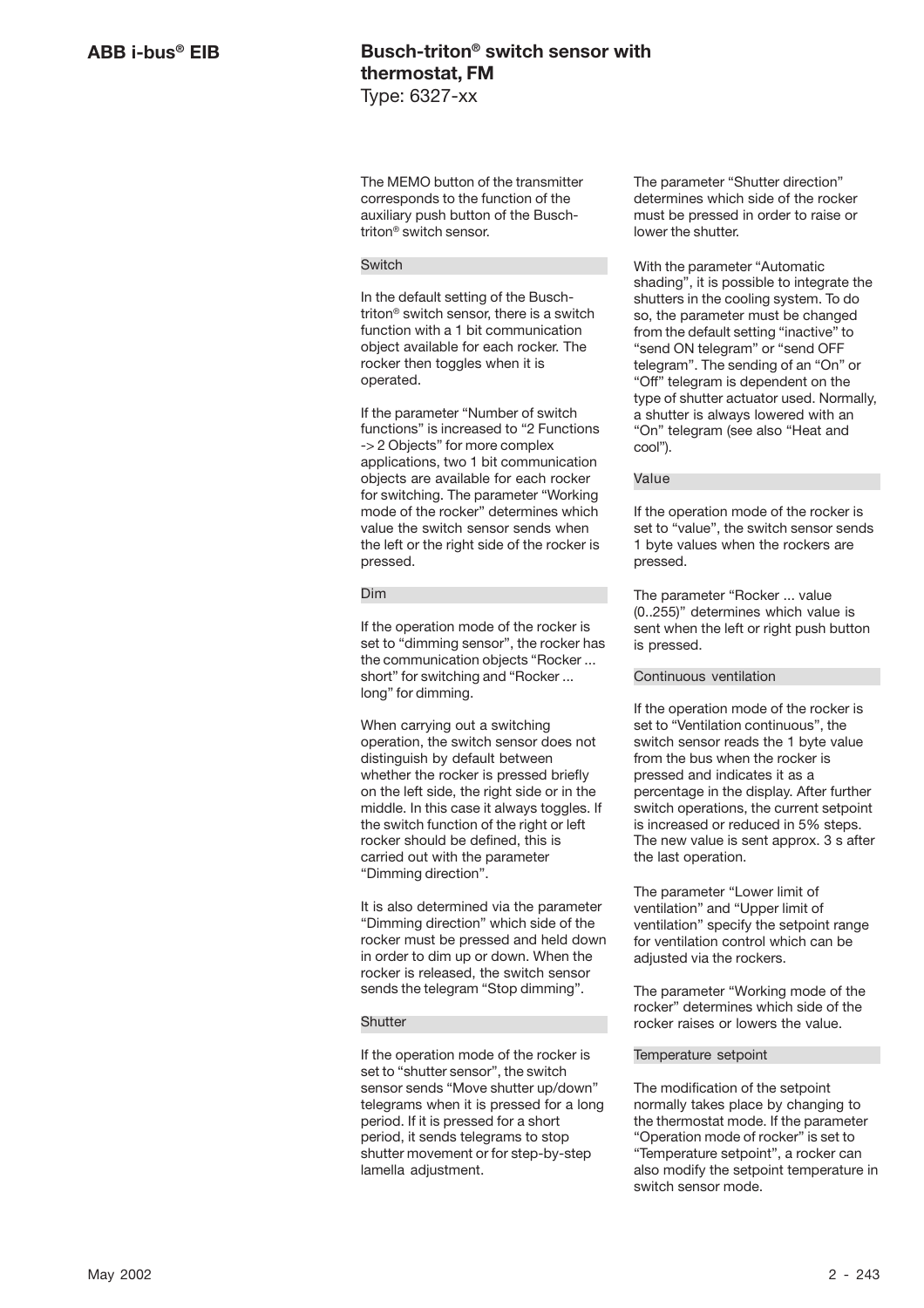The MEMO button of the transmitter corresponds to the function of the auxiliary push button of the Busch-triton® switch sensor.

### Switch

In the default setting of the Busch-triton® switch sensor, there is a switch function with a 1 bit communication object available for each rocker. The rocker then toggles when it is operated.

If the parameter "Number of switch functions" is increased to "2 Functions -> 2 Objects" for more complex applications, two 1 bit communication objects are available for each rocker for switching. The parameter "Working mode of the rocker" determines which value the switch sensor sends when the left or the right side of the rocker is pressed.

### Dim

If the operation mode of the rocker is set to "dimming sensor", the rocker has the communication objects "Rocker ... short" for switching and "Rocker ... long" for dimming.

When carrying out a switching operation, the switch sensor does not distinguish by default between whether the rocker is pressed briefly on the left side, the right side or in the middle. In this case it always toggles. If the switch function of the right or left rocker should be defined, this is carried out with the parameter "Dimming direction".

It is also determined via the parameter "Dimming direction" which side of the rocker must be pressed and held down in order to dim up or down. When the rocker is released, the switch sensor sends the telegram "Stop dimming".

### Shutter

If the operation mode of the rocker is set to "shutter sensor", the switch sensor sends "Move shutter up/down" telegrams when it is pressed for a long period. If it is pressed for a short period, it sends telegrams to stop shutter movement or for step-by-step lamella adjustment.

The parameter "Shutter direction" determines which side of the rocker must be pressed in order to raise or lower the shutter.

With the parameter "Automatic shading", it is possible to integrate the shutters in the cooling system. To do so, the parameter must be changed from the default setting "inactive" to "send ON telegram" or "send OFF telegram". The sending of an "On" or "Off" telegram is dependent on the type of shutter actuator used. Normally, a shutter is always lowered with an "On" telegram (see also "Heat and cool").

### Value

If the operation mode of the rocker is set to "value", the switch sensor sends 1 byte values when the rockers are pressed.

The parameter "Rocker ... value (0..255)" determines which value is sent when the left or right push button is pressed.

### Continuous ventilation

If the operation mode of the rocker is set to "Ventilation continuous", the switch sensor reads the 1 byte value from the bus when the rocker is pressed and indicates it as a percentage in the display. After further switch operations, the current setpoint is increased or reduced in 5% steps. The new value is sent approx. 3 s after the last operation.

The parameter "Lower limit of ventilation" and "Upper limit of ventilation" specify the setpoint range for ventilation control which can be adjusted via the rockers.

The parameter "Working mode of the rocker" determines which side of the rocker raises or lowers the value.

### Temperature setpoint

The modification of the setpoint normally takes place by changing to the thermostat mode. If the parameter "Operation mode of rocker" is set to "Temperature setpoint", a rocker can also modify the setpoint temperature in switch sensor mode.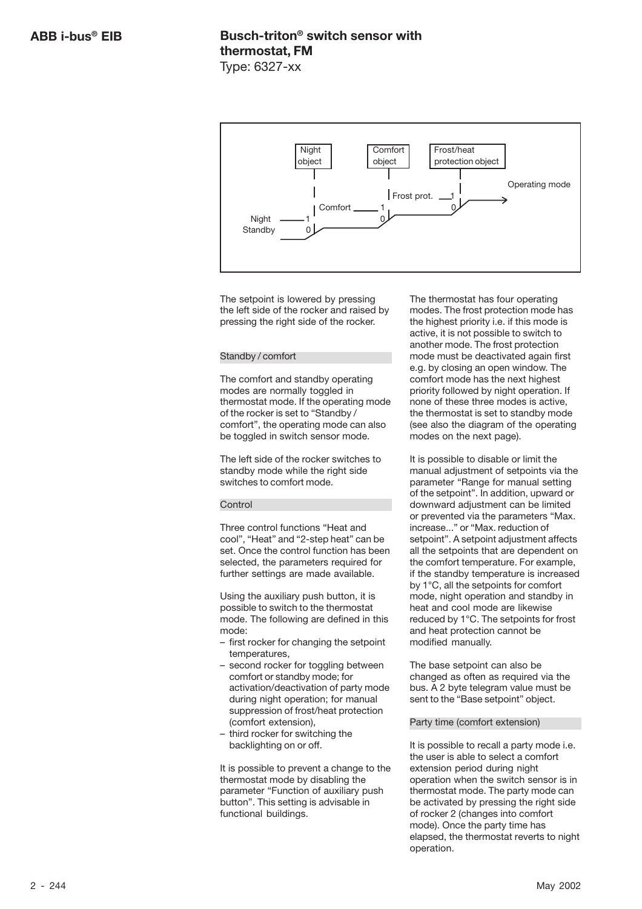Night object | Comfort object | Frost/heat protection object

Night / Standby — Comfort — Frost prot. — Operating mode

The setpoint is lowered by pressing the left side of the rocker and raised by pressing the right side of the rocker.

#### Standby / comfort

The comfort and standby operating modes are normally toggled in thermostat mode. If the operating mode of the rocker is set to "Standby / comfort", the operating mode can also be toggled in switch sensor mode.

The left side of the rocker switches to standby mode while the right side switches to comfort mode.

#### Control

Three control functions "Heat and cool", "Heat" and "2-step heat" can be set. Once the control function has been selected, the parameters required for further settings are made available.

Using the auxiliary push button, it is possible to switch to the thermostat mode. The following are defined in this mode:

- first rocker for changing the setpoint temperatures,
- second rocker for toggling between comfort or standby mode; for activation/deactivation of party mode during night operation; for manual suppression of frost/heat protection (comfort extension),
- third rocker for switching the backlighting on or off.

It is possible to prevent a change to the thermostat mode by disabling the parameter "Function of auxiliary push button". This setting is advisable in functional buildings.

The thermostat has four operating modes. The frost protection mode has the highest priority i.e. if this mode is active, it is not possible to switch to another mode. The frost protection mode must be deactivated again first e.g. by closing an open window. The comfort mode has the next highest priority followed by night operation. If none of these three modes is active, the thermostat is set to standby mode (see also the diagram of the operating modes on the next page).

It is possible to disable or limit the manual adjustment of setpoints via the parameter "Range for manual setting of the setpoint". In addition, upward or downward adjustment can be limited or prevented via the parameters "Max. increase..." or "Max. reduction of setpoint". A setpoint adjustment affects all the setpoints that are dependent on the comfort temperature. For example, if the standby temperature is increased by 1°C, all the setpoints for comfort mode, night operation and standby in heat and cool mode are likewise reduced by 1°C. The setpoints for frost and heat protection cannot be modified manually.

The base setpoint can also be changed as often as required via the bus. A 2 byte telegram value must be sent to the "Base setpoint" object.

#### Party time (comfort extension)

It is possible to recall a party mode i.e. the user is able to select a comfort extension period during night operation when the switch sensor is in thermostat mode. The party mode can be activated by pressing the right side of rocker 2 (changes into comfort mode). Once the party time has elapsed, the thermostat reverts to night operation.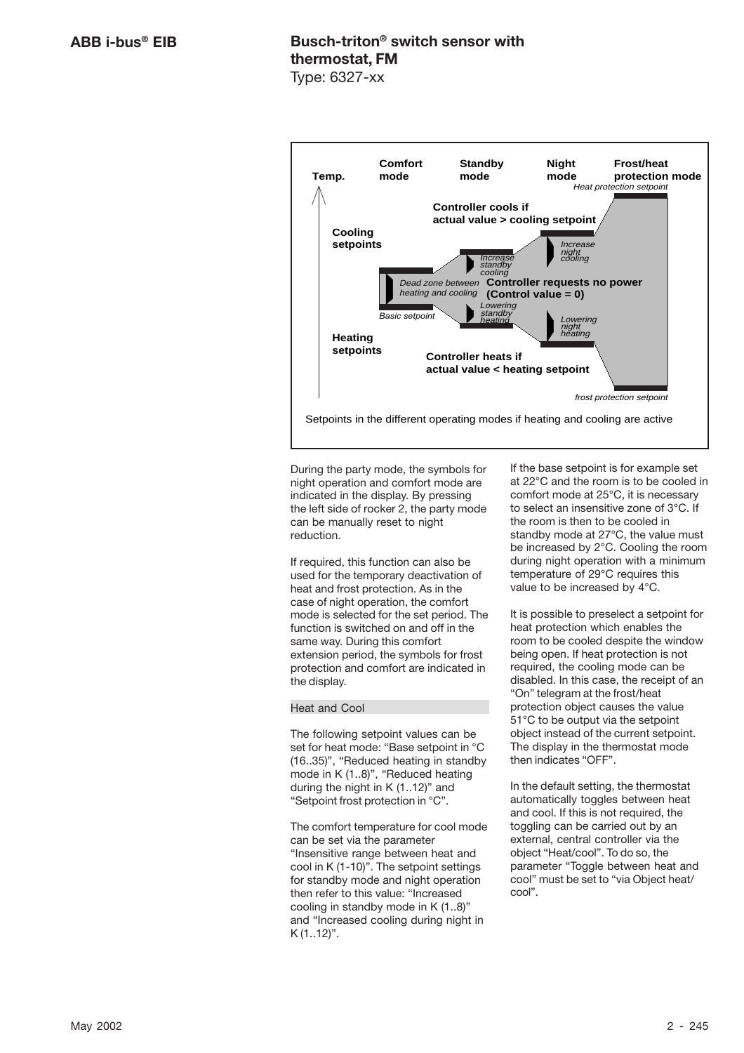Setpoints in the different operating modes if heating and cooling are active

During the party mode, the symbols for night operation and comfort mode are indicated in the display. By pressing the left side of rocker 2, the party mode can be manually reset to night reduction.

If required, this function can also be used for the temporary deactivation of heat and frost protection. As in the case of night operation, the comfort mode is selected for the set period. The function is switched on and off in the same way. During this comfort extension period, the symbols for frost protection and comfort are indicated in the display.

### Heat and Cool

The following setpoint values can be set for heat mode: "Base setpoint in °C (16..35)", "Reduced heating in standby mode in K (1..8)", "Reduced heating during the night in K (1..12)" and "Setpoint frost protection in °C".

The comfort temperature for cool mode can be set via the parameter "Insensitive range between heat and cool in K (1-10)". The setpoint settings for standby mode and night operation then refer to this value: "Increased cooling in standby mode in K (1..8)" and "Increased cooling during night in K (1..12)".

If the base setpoint is for example set at 22°C and the room is to be cooled in comfort mode at 25°C, it is necessary to select an insensitive zone of 3°C. If the room is then to be cooled in standby mode at 27°C, the value must be increased by 2°C. Cooling the room during night operation with a minimum temperature of 29°C requires this value to be increased by 4°C.

It is possible to preselect a setpoint for heat protection which enables the room to be cooled despite the window being open. If heat protection is not required, the cooling mode can be disabled. In this case, the receipt of an "On" telegram at the frost/heat protection object causes the value 51°C to be output via the setpoint object instead of the current setpoint. The display in the thermostat mode then indicates "OFF".

In the default setting, the thermostat automatically toggles between heat and cool. If this is not required, the toggling can be carried out by an external, central controller via the object "Heat/cool". To do so, the parameter "Toggle between heat and cool" must be set to "via Object heat/ cool".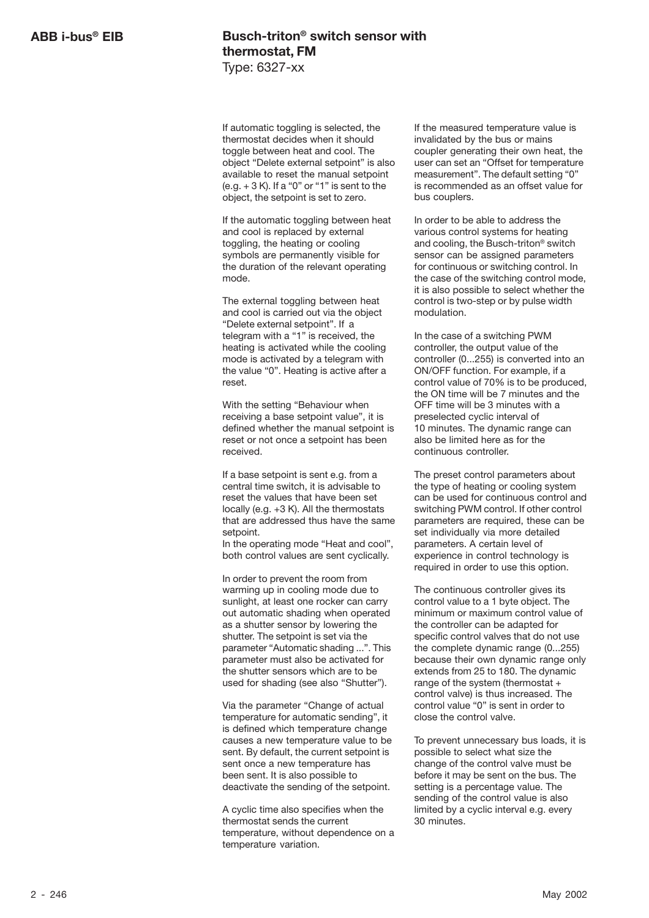If automatic toggling is selected, the thermostat decides when it should toggle between heat and cool. The object "Delete external setpoint" is also available to reset the manual setpoint (e.g. + 3 K). If a "0" or "1" is sent to the object, the setpoint is set to zero.

If the automatic toggling between heat and cool is replaced by external toggling, the heating or cooling symbols are permanently visible for the duration of the relevant operating mode.

The external toggling between heat and cool is carried out via the object "Delete external setpoint". If a telegram with a "1" is received, the heating is activated while the cooling mode is activated by a telegram with the value "0". Heating is active after a reset.

With the setting "Behaviour when receiving a base setpoint value", it is defined whether the manual setpoint is reset or not once a setpoint has been received.

If a base setpoint is sent e.g. from a central time switch, it is advisable to reset the values that have been set locally (e.g. +3 K). All the thermostats that are addressed thus have the same setpoint.
In the operating mode "Heat and cool", both control values are sent cyclically.

In order to prevent the room from warming up in cooling mode due to sunlight, at least one rocker can carry out automatic shading when operated as a shutter sensor by lowering the shutter. The setpoint is set via the parameter "Automatic shading ...". This parameter must also be activated for the shutter sensors which are to be used for shading (see also "Shutter").

Via the parameter "Change of actual temperature for automatic sending", it is defined which temperature change causes a new temperature value to be sent. By default, the current setpoint is sent once a new temperature has been sent. It is also possible to deactivate the sending of the setpoint.

A cyclic time also specifies when the thermostat sends the current temperature, without dependence on a temperature variation.

If the measured temperature value is invalidated by the bus or mains coupler generating their own heat, the user can set an "Offset for temperature measurement". The default setting "0" is recommended as an offset value for bus couplers.

In order to be able to address the various control systems for heating and cooling, the Busch-triton® switch sensor can be assigned parameters for continuous or switching control. In the case of the switching control mode, it is also possible to select whether the control is two-step or by pulse width modulation.

In the case of a switching PWM controller, the output value of the controller (0...255) is converted into an ON/OFF function. For example, if a control value of 70% is to be produced, the ON time will be 7 minutes and the OFF time will be 3 minutes with a preselected cyclic interval of 10 minutes. The dynamic range can also be limited here as for the continuous controller.

The preset control parameters about the type of heating or cooling system can be used for continuous control and switching PWM control. If other control parameters are required, these can be set individually via more detailed parameters. A certain level of experience in control technology is required in order to use this option.

The continuous controller gives its control value to a 1 byte object. The minimum or maximum control value of the controller can be adapted for specific control valves that do not use the complete dynamic range (0...255) because their own dynamic range only extends from 25 to 180. The dynamic range of the system (thermostat + control valve) is thus increased. The control value "0" is sent in order to close the control valve.

To prevent unnecessary bus loads, it is possible to select what size the change of the control valve must be before it may be sent on the bus. The setting is a percentage value. The sending of the control value is also limited by a cyclic interval e.g. every 30 minutes.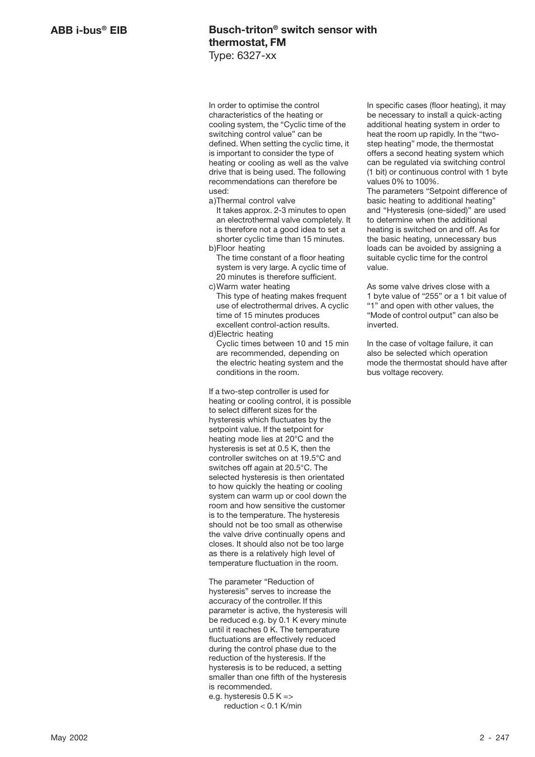In order to optimise the control characteristics of the heating or cooling system, the "Cyclic time of the switching control value" can be defined. When setting the cyclic time, it is important to consider the type of heating or cooling as well as the valve drive that is being used. The following recommendations can therefore be used:

a) Thermal control valve
   It takes approx. 2-3 minutes to open an electrothermal valve completely. It is therefore not a good idea to set a shorter cyclic time than 15 minutes.
b) Floor heating
   The time constant of a floor heating system is very large. A cyclic time of 20 minutes is therefore sufficient.
c) Warm water heating
   This type of heating makes frequent use of electrothermal drives. A cyclic time of 15 minutes produces excellent control-action results.
d) Electric heating
   Cyclic times between 10 and 15 min are recommended, depending on the electric heating system and the conditions in the room.

If a two-step controller is used for heating or cooling control, it is possible to select different sizes for the hysteresis which fluctuates by the setpoint value. If the setpoint for heating mode lies at 20°C and the hysteresis is set at 0.5 K, then the controller switches on at 19.5°C and switches off again at 20.5°C. The selected hysteresis is then orientated to how quickly the heating or cooling system can warm up or cool down the room and how sensitive the customer is to the temperature. The hysteresis should not be too small as otherwise the valve drive continually opens and closes. It should also not be too large as there is a relatively high level of temperature fluctuation in the room.

The parameter "Reduction of hysteresis" serves to increase the accuracy of the controller. If this parameter is active, the hysteresis will be reduced e.g. by 0.1 K every minute until it reaches 0 K. The temperature fluctuations are effectively reduced during the control phase due to the reduction of the hysteresis. If the hysteresis is to be reduced, a setting smaller than one fifth of the hysteresis is recommended.
e.g. hysteresis 0.5 K =>
   reduction < 0.1 K/min

In specific cases (floor heating), it may be necessary to install a quick-acting additional heating system in order to heat the room up rapidly. In the "two-step heating" mode, the thermostat offers a second heating system which can be regulated via switching control (1 bit) or continuous control with 1 byte values 0% to 100%.
The parameters "Setpoint difference of basic heating to additional heating" and "Hysteresis (one-sided)" are used to determine when the additional heating is switched on and off. As for the basic heating, unnecessary bus loads can be avoided by assigning a suitable cyclic time for the control value.

As some valve drives close with a 1 byte value of "255" or a 1 bit value of "1" and open with other values, the "Mode of control output" can also be inverted.

In the case of voltage failure, it can also be selected which operation mode the thermostat should have after bus voltage recovery.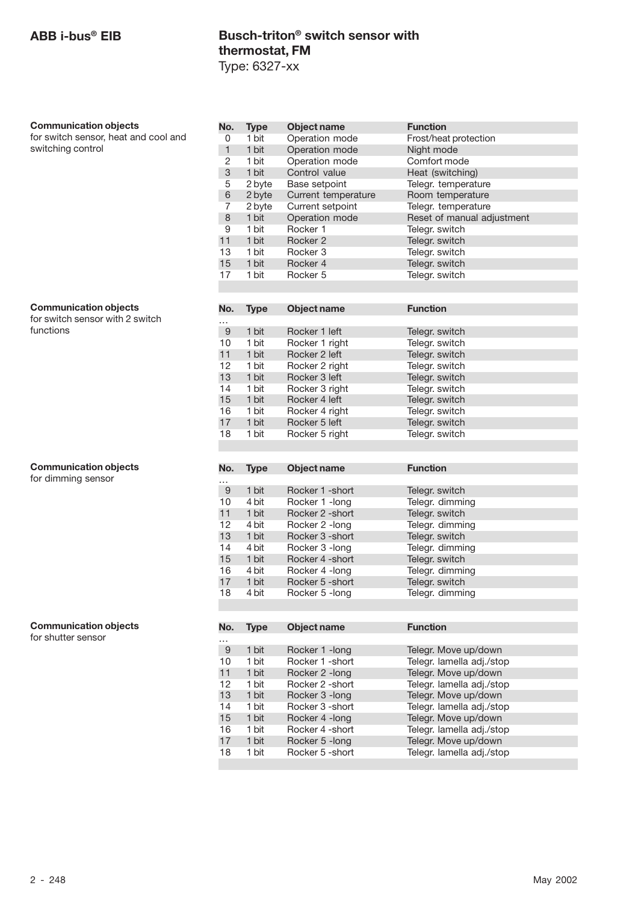## Communication objects

for switch sensor, heat and cool and switching control

| No. | Type | Object name | Function |
|---|---|---|---|
| 0 | 1 bit | Operation mode | Frost/heat protection |
| 1 | 1 bit | Operation mode | Night mode |
| 2 | 1 bit | Operation mode | Comfort mode |
| 3 | 1 bit | Control value | Heat (switching) |
| 5 | 2 byte | Base setpoint | Telegr. temperature |
| 6 | 2 byte | Current temperature | Room temperature |
| 7 | 2 byte | Current setpoint | Telegr. temperature |
| 8 | 1 bit | Operation mode | Reset of manual adjustment |
| 9 | 1 bit | Rocker 1 | Telegr. switch |
| 11 | 1 bit | Rocker 2 | Telegr. switch |
| 13 | 1 bit | Rocker 3 | Telegr. switch |
| 15 | 1 bit | Rocker 4 | Telegr. switch |
| 17 | 1 bit | Rocker 5 | Telegr. switch |

## Communication objects

for switch sensor with 2 switch functions

| No. | Type | Object name | Function |
|---|---|---|---|
| … | | | |
| 9 | 1 bit | Rocker 1 left | Telegr. switch |
| 10 | 1 bit | Rocker 1 right | Telegr. switch |
| 11 | 1 bit | Rocker 2 left | Telegr. switch |
| 12 | 1 bit | Rocker 2 right | Telegr. switch |
| 13 | 1 bit | Rocker 3 left | Telegr. switch |
| 14 | 1 bit | Rocker 3 right | Telegr. switch |
| 15 | 1 bit | Rocker 4 left | Telegr. switch |
| 16 | 1 bit | Rocker 4 right | Telegr. switch |
| 17 | 1 bit | Rocker 5 left | Telegr. switch |
| 18 | 1 bit | Rocker 5 right | Telegr. switch |

## Communication objects

for dimming sensor

| No. | Type | Object name | Function |
|---|---|---|---|
| … | | | |
| 9 | 1 bit | Rocker 1 -short | Telegr. switch |
| 10 | 4 bit | Rocker 1 -long | Telegr. dimming |
| 11 | 1 bit | Rocker 2 -short | Telegr. switch |
| 12 | 4 bit | Rocker 2 -long | Telegr. dimming |
| 13 | 1 bit | Rocker 3 -short | Telegr. switch |
| 14 | 4 bit | Rocker 3 -long | Telegr. dimming |
| 15 | 1 bit | Rocker 4 -short | Telegr. switch |
| 16 | 4 bit | Rocker 4 -long | Telegr. dimming |
| 17 | 1 bit | Rocker 5 -short | Telegr. switch |
| 18 | 4 bit | Rocker 5 -long | Telegr. dimming |

## Communication objects

for shutter sensor

| No. | Type | Object name | Function |
|---|---|---|---|
| … | | | |
| 9 | 1 bit | Rocker 1 -long | Telegr. Move up/down |
| 10 | 1 bit | Rocker 1 -short | Telegr. lamella adj./stop |
| 11 | 1 bit | Rocker 2 -long | Telegr. Move up/down |
| 12 | 1 bit | Rocker 2 -short | Telegr. lamella adj./stop |
| 13 | 1 bit | Rocker 3 -long | Telegr. Move up/down |
| 14 | 1 bit | Rocker 3 -short | Telegr. lamella adj./stop |
| 15 | 1 bit | Rocker 4 -long | Telegr. Move up/down |
| 16 | 1 bit | Rocker 4 -short | Telegr. lamella adj./stop |
| 17 | 1 bit | Rocker 5 -long | Telegr. Move up/down |
| 18 | 1 bit | Rocker 5 -short | Telegr. lamella adj./stop |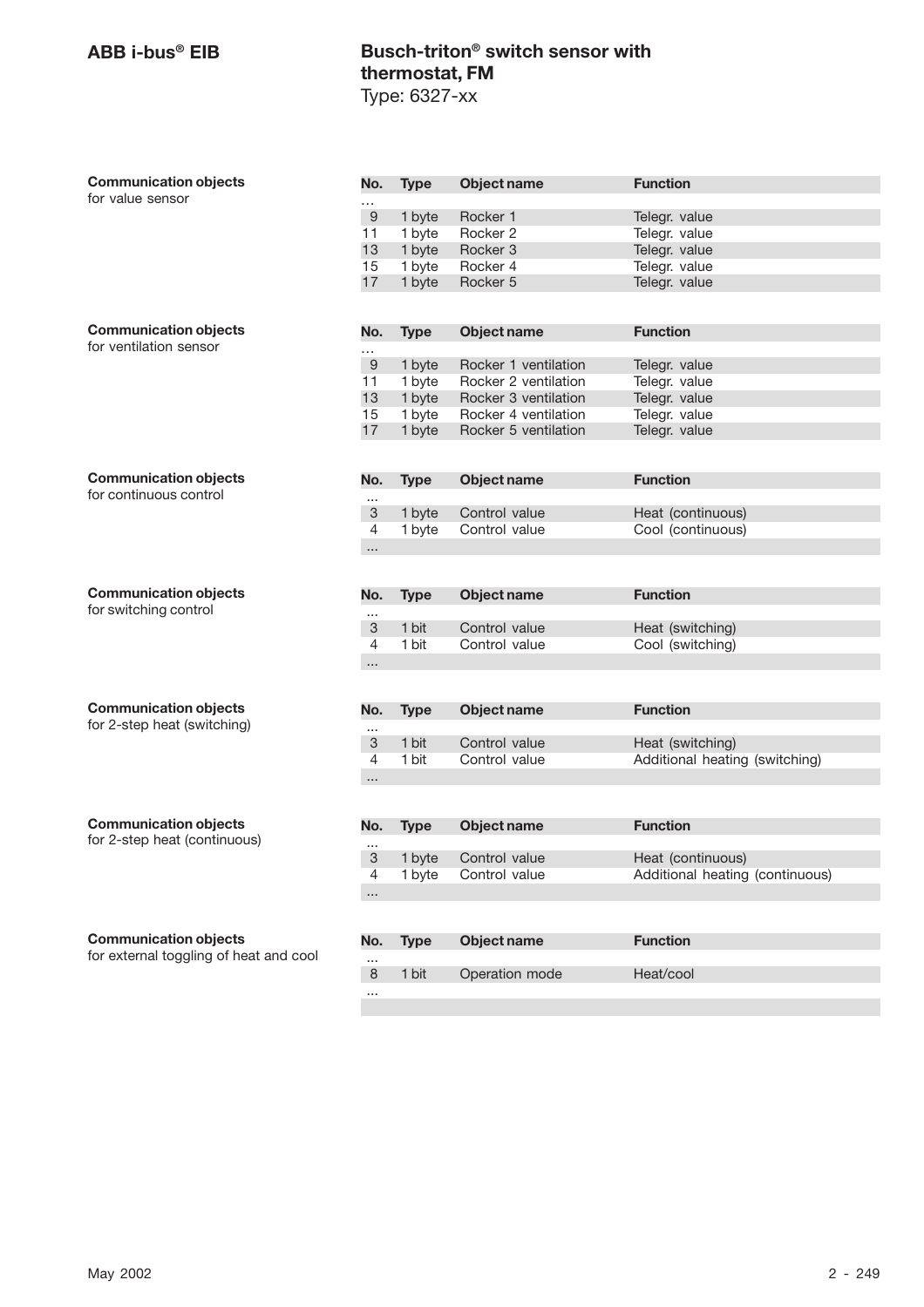**Communication objects** for value sensor

| No. | Type | Object name | Function |
|---|---|---|---|
| ... | | | |
| 9 | 1 byte | Rocker 1 | Telegr. value |
| 11 | 1 byte | Rocker 2 | Telegr. value |
| 13 | 1 byte | Rocker 3 | Telegr. value |
| 15 | 1 byte | Rocker 4 | Telegr. value |
| 17 | 1 byte | Rocker 5 | Telegr. value |

**Communication objects** for ventilation sensor

| No. | Type | Object name | Function |
|---|---|---|---|
| ... | | | |
| 9 | 1 byte | Rocker 1 ventilation | Telegr. value |
| 11 | 1 byte | Rocker 2 ventilation | Telegr. value |
| 13 | 1 byte | Rocker 3 ventilation | Telegr. value |
| 15 | 1 byte | Rocker 4 ventilation | Telegr. value |
| 17 | 1 byte | Rocker 5 ventilation | Telegr. value |

**Communication objects** for continuous control

| No. | Type | Object name | Function |
|---|---|---|---|
| ... | | | |
| 3 | 1 byte | Control value | Heat (continuous) |
| 4 | 1 byte | Control value | Cool (continuous) |
| ... | | | |

**Communication objects** for switching control

| No. | Type | Object name | Function |
|---|---|---|---|
| ... | | | |
| 3 | 1 bit | Control value | Heat (switching) |
| 4 | 1 bit | Control value | Cool (switching) |
| ... | | | |

**Communication objects** for 2-step heat (switching)

| No. | Type | Object name | Function |
|---|---|---|---|
| ... | | | |
| 3 | 1 bit | Control value | Heat (switching) |
| 4 | 1 bit | Control value | Additional heating (switching) |
| ... | | | |

**Communication objects** for 2-step heat (continuous)

| No. | Type | Object name | Function |
|---|---|---|---|
| ... | | | |
| 3 | 1 byte | Control value | Heat (continuous) |
| 4 | 1 byte | Control value | Additional heating (continuous) |
| ... | | | |

**Communication objects** for external toggling of heat and cool

| No. | Type | Object name | Function |
|---|---|---|---|
| ... | | | |
| 8 | 1 bit | Operation mode | Heat/cool |
| ... | | | |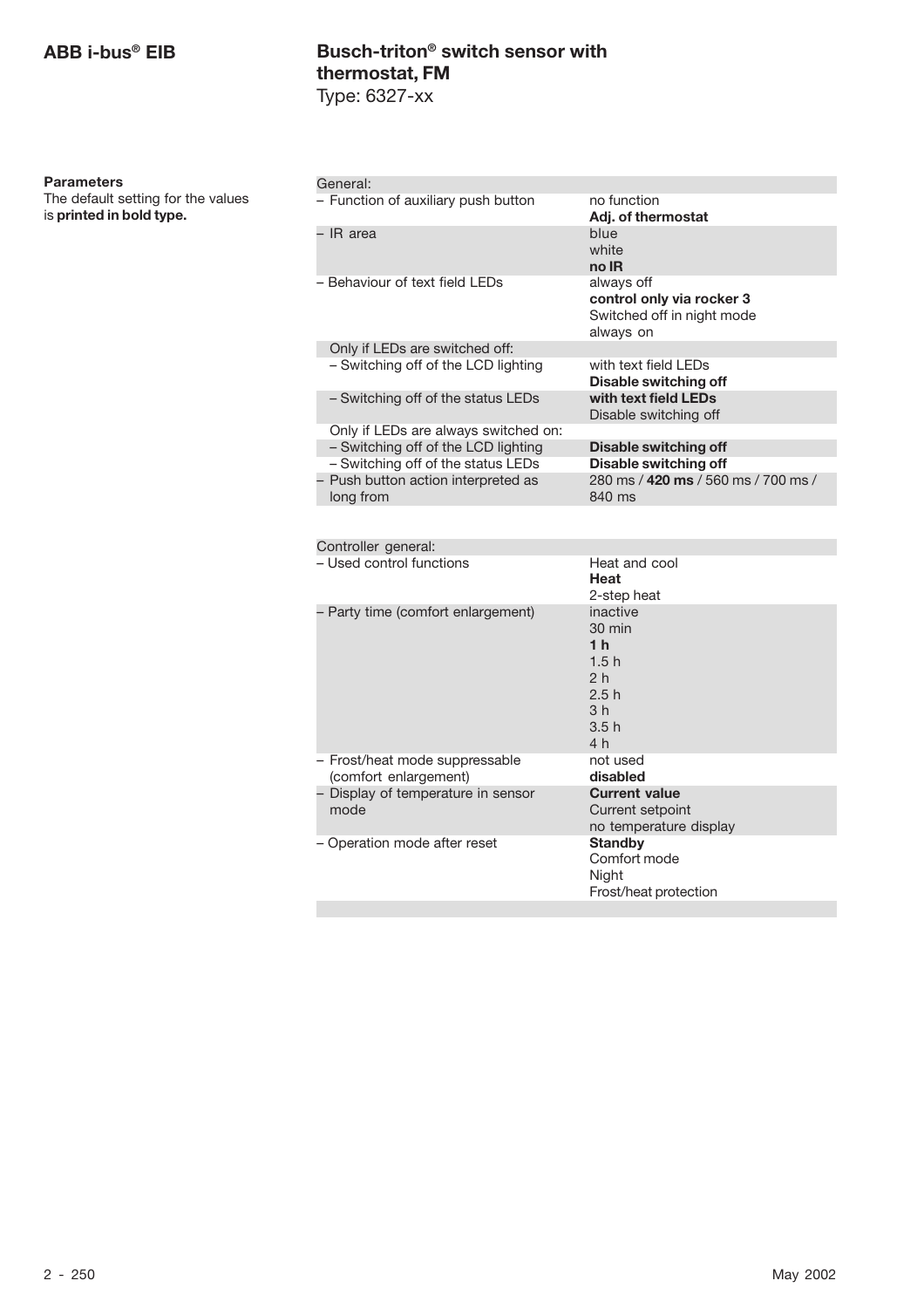# ABB i-bus® EIB

## Busch-triton® switch sensor with thermostat, FM

Type: 6327-xx

**Parameters**

The default setting for the values is **printed in bold type.**

| General: | |
|---|---|
| – Function of auxiliary push button | no function<br>**Adj. of thermostat** |
| – IR area | blue<br>white<br>**no IR** |
| – Behaviour of text field LEDs | always off<br>**control only via rocker 3**<br>Switched off in night mode<br>always on |
| Only if LEDs are switched off: | |
| – Switching off of the LCD lighting | with text field LEDs<br>**Disable switching off** |
| – Switching off of the status LEDs | **with text field LEDs**<br>Disable switching off |
| Only if LEDs are always switched on: | |
| – Switching off of the LCD lighting | **Disable switching off** |
| – Switching off of the status LEDs | **Disable switching off** |
| – Push button action interpreted as long from | 280 ms / **420 ms** / 560 ms / 700 ms / 840 ms |

| Controller general: | |
|---|---|
| – Used control functions | Heat and cool<br>**Heat**<br>2-step heat |
| – Party time (comfort enlargement) | inactive<br>30 min<br>**1 h**<br>1.5 h<br>2 h<br>2.5 h<br>3 h<br>3.5 h<br>4 h |
| – Frost/heat mode suppressable (comfort enlargement) | not used<br>**disabled** |
| – Display of temperature in sensor mode | **Current value**<br>Current setpoint<br>no temperature display |
| – Operation mode after reset | **Standby**<br>Comfort mode<br>Night<br>Frost/heat protection |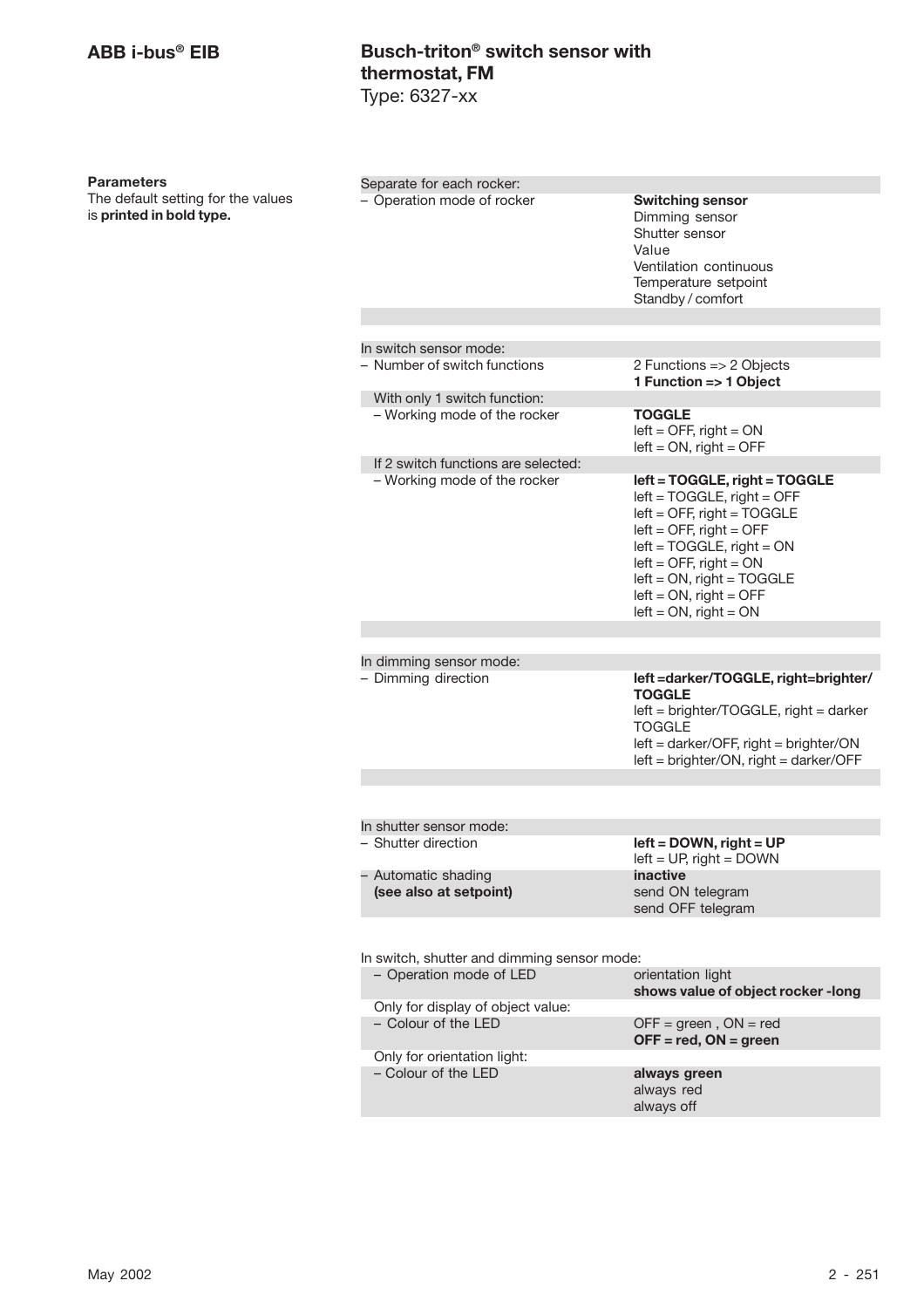**Parameters**
The default setting for the values is **printed in bold type.**

| Parameter | Values |
|---|---|
| Separate for each rocker: | |
| – Operation mode of rocker | **Switching sensor**<br>Dimming sensor<br>Shutter sensor<br>Value<br>Ventilation continuous<br>Temperature setpoint<br>Standby / comfort |
| In switch sensor mode: | |
| – Number of switch functions | 2 Functions => 2 Objects<br>**1 Function => 1 Object** |
| With only 1 switch function: | |
| – Working mode of the rocker | **TOGGLE**<br>left = OFF, right = ON<br>left = ON, right = OFF |
| If 2 switch functions are selected: | |
| – Working mode of the rocker | **left = TOGGLE, right = TOGGLE**<br>left = TOGGLE, right = OFF<br>left = OFF, right = TOGGLE<br>left = OFF, right = OFF<br>left = TOGGLE, right = ON<br>left = OFF, right = ON<br>left = ON, right = TOGGLE<br>left = ON, right = OFF<br>left = ON, right = ON |
| In dimming sensor mode: | |
| – Dimming direction | **left =darker/TOGGLE, right=brighter/ TOGGLE**<br>left = brighter/TOGGLE, right = darker TOGGLE<br>left = darker/OFF, right = brighter/ON<br>left = brighter/ON, right = darker/OFF |
| In shutter sensor mode: | |
| – Shutter direction | **left = DOWN, right = UP**<br>left = UP, right = DOWN |
| – Automatic shading **(see also at setpoint)** | **inactive**<br>send ON telegram<br>send OFF telegram |
| In switch, shutter and dimming sensor mode: | |
| – Operation mode of LED | orientation light<br>**shows value of object rocker -long** |
| Only for display of object value: | |
| – Colour of the LED | OFF = green , ON = red<br>**OFF = red, ON = green** |
| Only for orientation light: | |
| – Colour of the LED | **always green**<br>always red<br>always off |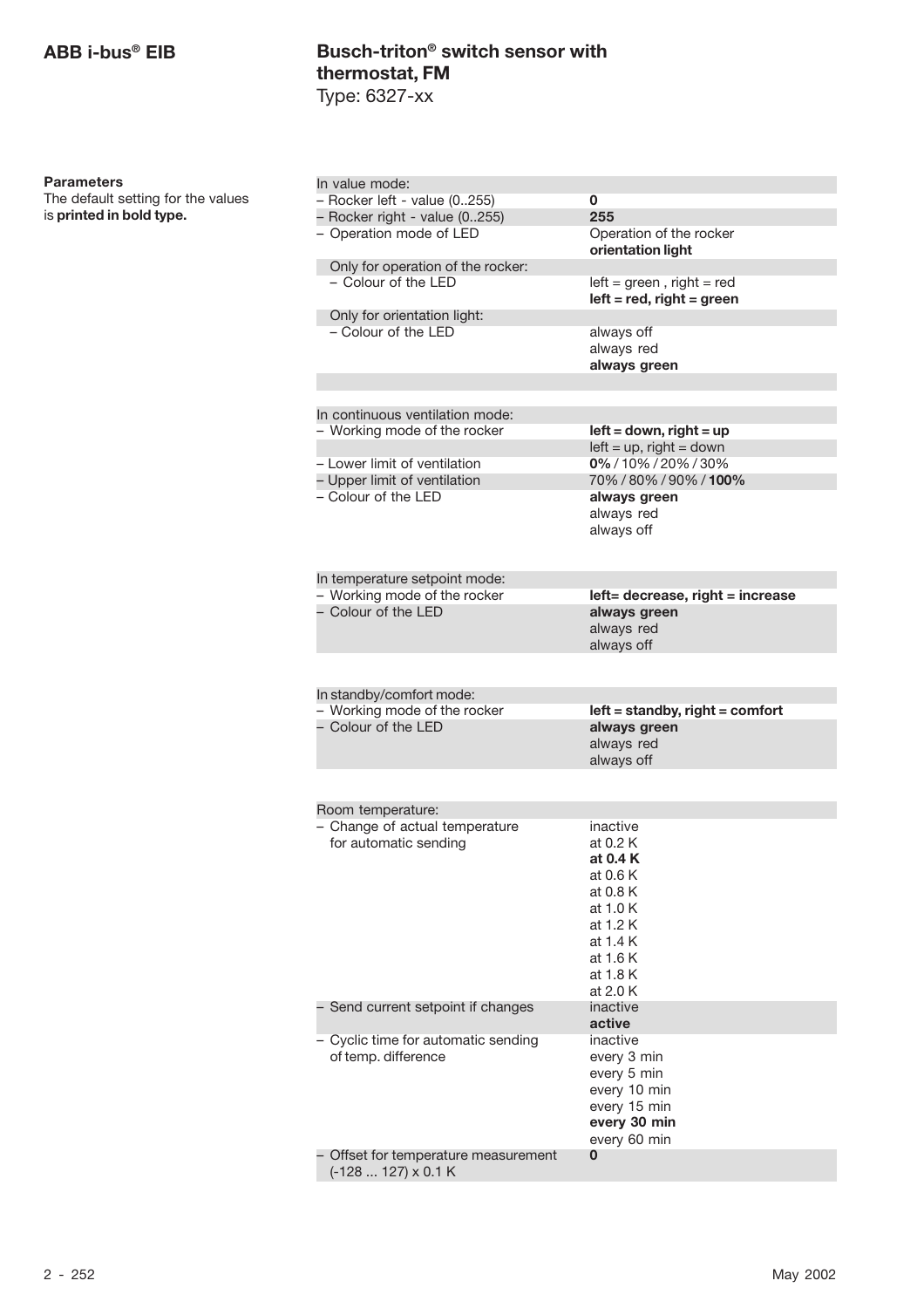## Busch-triton® switch sensor with thermostat, FM

Type: 6327-xx

**Parameters**

The default setting for the values is **printed in bold type.**

| In value mode: | |
|---|---|
| – Rocker left - value (0..255) | **0** |
| – Rocker right - value (0..255) | **255** |
| – Operation mode of LED | Operation of the rocker<br>**orientation light** |
| Only for operation of the rocker: | |
| – Colour of the LED | left = green , right = red<br>**left = red, right = green** |
| Only for orientation light: | |
| – Colour of the LED | always off<br>always red<br>**always green** |

| In continuous ventilation mode: | |
|---|---|
| – Working mode of the rocker | **left = down, right = up**<br>left = up, right = down |
| – Lower limit of ventilation | **0%** / 10% / 20% / 30% |
| – Upper limit of ventilation | 70% / 80% / 90% / **100%** |
| – Colour of the LED | **always green**<br>always red<br>always off |

| In temperature setpoint mode: | |
|---|---|
| – Working mode of the rocker | **left= decrease, right = increase** |
| – Colour of the LED | **always green**<br>always red<br>always off |

| In standby/comfort mode: | |
|---|---|
| – Working mode of the rocker | **left = standby, right = comfort** |
| – Colour of the LED | **always green**<br>always red<br>always off |

| Room temperature: | |
|---|---|
| – Change of actual temperature for automatic sending | inactive<br>at 0.2 K<br>**at 0.4 K**<br>at 0.6 K<br>at 0.8 K<br>at 1.0 K<br>at 1.2 K<br>at 1.4 K<br>at 1.6 K<br>at 1.8 K<br>at 2.0 K |
| – Send current setpoint if changes | inactive<br>**active** |
| – Cyclic time for automatic sending of temp. difference | inactive<br>every 3 min<br>every 5 min<br>every 10 min<br>every 15 min<br>**every 30 min**<br>every 60 min |
| – Offset for temperature measurement (-128 ... 127) x 0.1 K | **0** |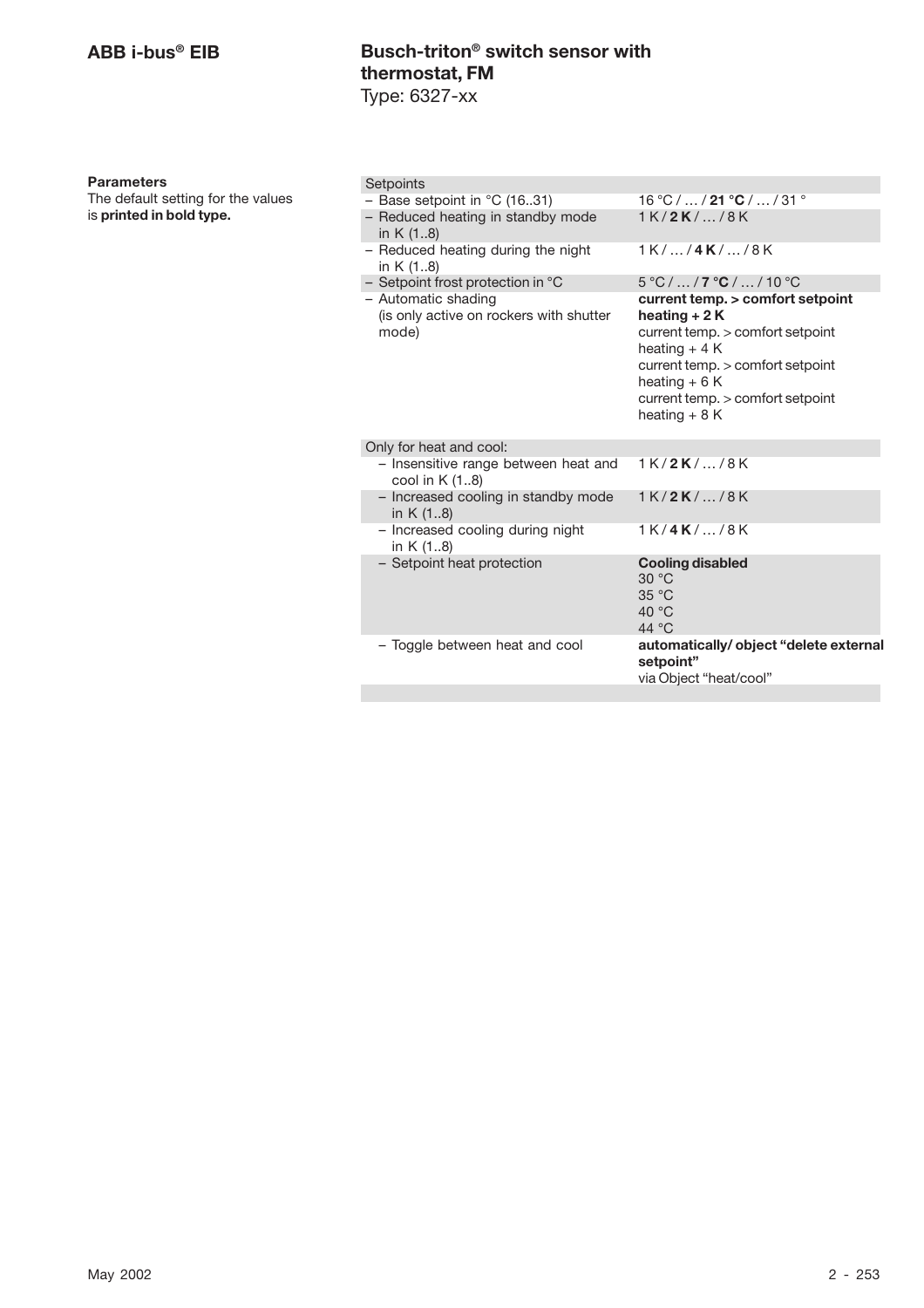## ABB i-bus® EIB

## Busch-triton® switch sensor with thermostat, FM

Type: 6327-xx

**Parameters**

The default setting for the values is **printed in bold type.**

| Setpoints | |
|---|---|
| – Base setpoint in °C (16..31) | 16 °C / … / **21 °C** / … / 31 ° |
| – Reduced heating in standby mode in K (1..8) | 1 K / **2 K** / … / 8 K |
| – Reduced heating during the night in K (1..8) | 1 K / … / **4 K** / … / 8 K |
| – Setpoint frost protection in °C | 5 °C / … / **7 °C** / … / 10 °C |
| – Automatic shading (is only active on rockers with shutter mode) | **current temp. > comfort setpoint heating + 2 K**<br>current temp. > comfort setpoint heating + 4 K<br>current temp. > comfort setpoint heating + 6 K<br>current temp. > comfort setpoint heating + 8 K |
| Only for heat and cool: | |
| – Insensitive range between heat and cool in K (1..8) | 1 K / **2 K** / … / 8 K |
| – Increased cooling in standby mode in K (1..8) | 1 K / **2 K** / … / 8 K |
| – Increased cooling during night in K (1..8) | 1 K / **4 K** / … / 8 K |
| – Setpoint heat protection | **Cooling disabled**<br>30 °C<br>35 °C<br>40 °C<br>44 °C |
| – Toggle between heat and cool | **automatically/ object "delete external setpoint"**<br>via Object "heat/cool" |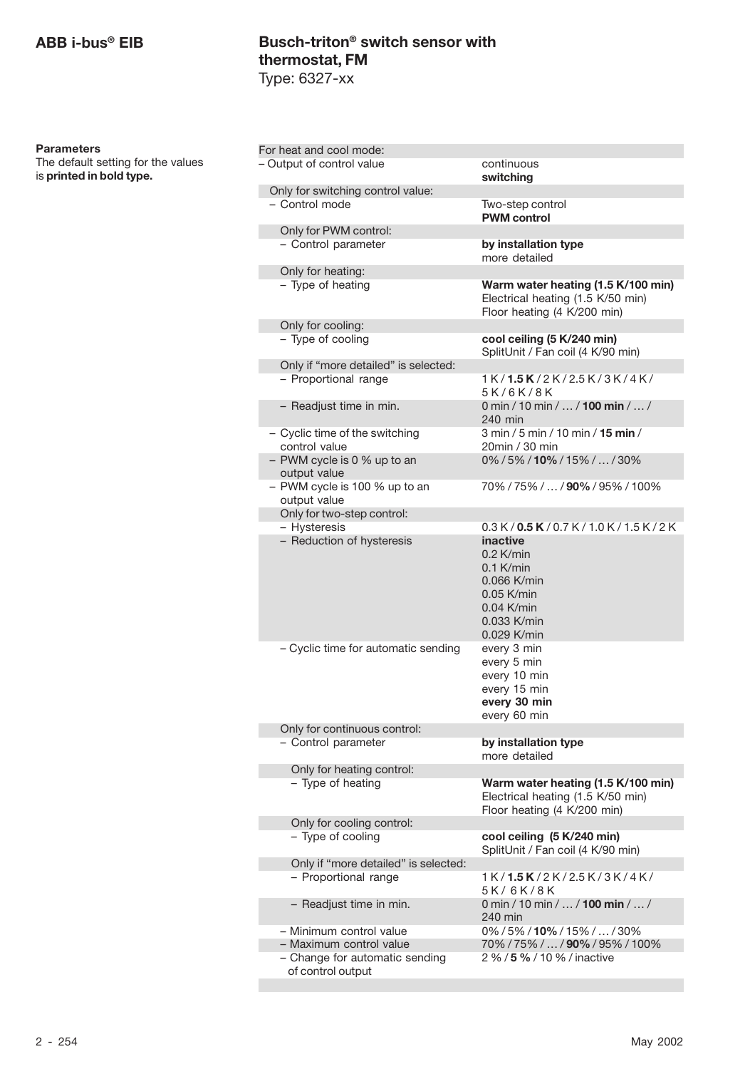**Parameters**
The default setting for the values is **printed in bold type.**

| Parameter | Values |
|---|---|
| For heat and cool mode: | |
| – Output of control value | continuous<br>**switching** |
| Only for switching control value: | |
| – Control mode | Two-step control<br>**PWM control** |
| Only for PWM control: | |
| – Control parameter | **by installation type**<br>more detailed |
| Only for heating: | |
| – Type of heating | **Warm water heating (1.5 K/100 min)**<br>Electrical heating (1.5 K/50 min)<br>Floor heating (4 K/200 min) |
| Only for cooling: | |
| – Type of cooling | **cool ceiling (5 K/240 min)**<br>SplitUnit / Fan coil (4 K/90 min) |
| Only if "more detailed" is selected: | |
| – Proportional range | 1 K / **1.5 K** / 2 K / 2.5 K / 3 K / 4 K / 5 K / 6 K / 8 K |
| – Readjust time in min. | 0 min / 10 min / … / **100 min** / … / 240 min |
| – Cyclic time of the switching control value | 3 min / 5 min / 10 min / **15 min** / 20min / 30 min |
| – PWM cycle is 0 % up to an output value | 0% / 5% / **10%** / 15% / … / 30% |
| – PWM cycle is 100 % up to an output value | 70% / 75% / … / **90%** / 95% / 100% |
| Only for two-step control: | |
| – Hysteresis | 0.3 K / **0.5 K** / 0.7 K / 1.0 K / 1.5 K / 2 K |
| – Reduction of hysteresis | **inactive**<br>0.2 K/min<br>0.1 K/min<br>0.066 K/min<br>0.05 K/min<br>0.04 K/min<br>0.033 K/min<br>0.029 K/min |
| – Cyclic time for automatic sending | every 3 min<br>every 5 min<br>every 10 min<br>every 15 min<br>**every 30 min**<br>every 60 min |
| Only for continuous control: | |
| – Control parameter | **by installation type**<br>more detailed |
| Only for heating control: | |
| – Type of heating | **Warm water heating (1.5 K/100 min)**<br>Electrical heating (1.5 K/50 min)<br>Floor heating (4 K/200 min) |
| Only for cooling control: | |
| – Type of cooling | **cool ceiling (5 K/240 min)**<br>SplitUnit / Fan coil (4 K/90 min) |
| Only if "more detailed" is selected: | |
| – Proportional range | 1 K / **1.5 K** / 2 K / 2.5 K / 3 K / 4 K / 5 K / 6 K / 8 K |
| – Readjust time in min. | 0 min / 10 min / … / **100 min** / … / 240 min |
| – Minimum control value | 0% / 5% / **10%** / 15% / … / 30% |
| – Maximum control value | 70% / 75% / … / **90%** / 95% / 100% |
| – Change for automatic sending of control output | 2 % / **5 %** / 10 % / inactive |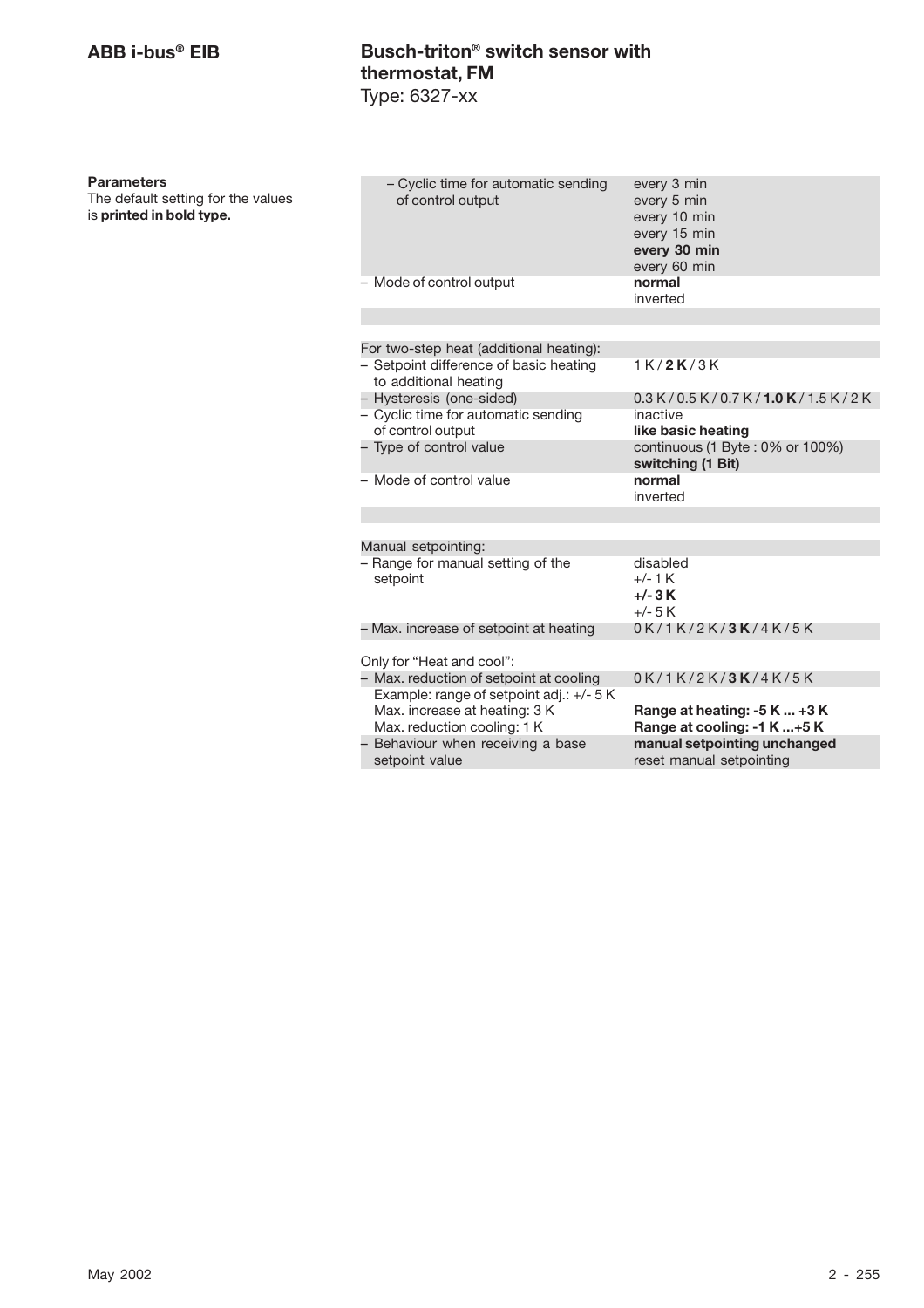# ABB i-bus® EIB

## Busch-triton® switch sensor with thermostat, FM
Type: 6327-xx

**Parameters**
The default setting for the values is **printed in bold type.**

| Parameter | Values |
|---|---|
| – Cyclic time for automatic sending of control output | every 3 min<br>every 5 min<br>every 10 min<br>every 15 min<br>**every 30 min**<br>every 60 min |
| – Mode of control output | **normal**<br>inverted |
| | |
| For two-step heat (additional heating): | |
| – Setpoint difference of basic heating to additional heating | 1 K / **2 K** / 3 K |
| – Hysteresis (one-sided) | 0.3 K / 0.5 K / 0.7 K / **1.0 K** / 1.5 K / 2 K |
| – Cyclic time for automatic sending of control output | inactive<br>**like basic heating** |
| – Type of control value | continuous (1 Byte : 0% or 100%)<br>**switching (1 Bit)** |
| – Mode of control value | **normal**<br>inverted |
| | |
| Manual setpointing: | |
| – Range for manual setting of the setpoint | disabled<br>+/- 1 K<br>**+/- 3 K**<br>+/- 5 K |
| – Max. increase of setpoint at heating | 0 K / 1 K / 2 K / **3 K** / 4 K / 5 K |
| Only for "Heat and cool": | |
| – Max. reduction of setpoint at cooling | 0 K / 1 K / 2 K / **3 K** / 4 K / 5 K |
| Example: range of setpoint adj.: +/- 5 K<br>Max. increase at heating: 3 K<br>Max. reduction cooling: 1 K | <br>**Range at heating: -5 K ... +3 K**<br>**Range at cooling: -1 K ...+5 K** |
| – Behaviour when receiving a base setpoint value | **manual setpointing unchanged**<br>reset manual setpointing |

May 2002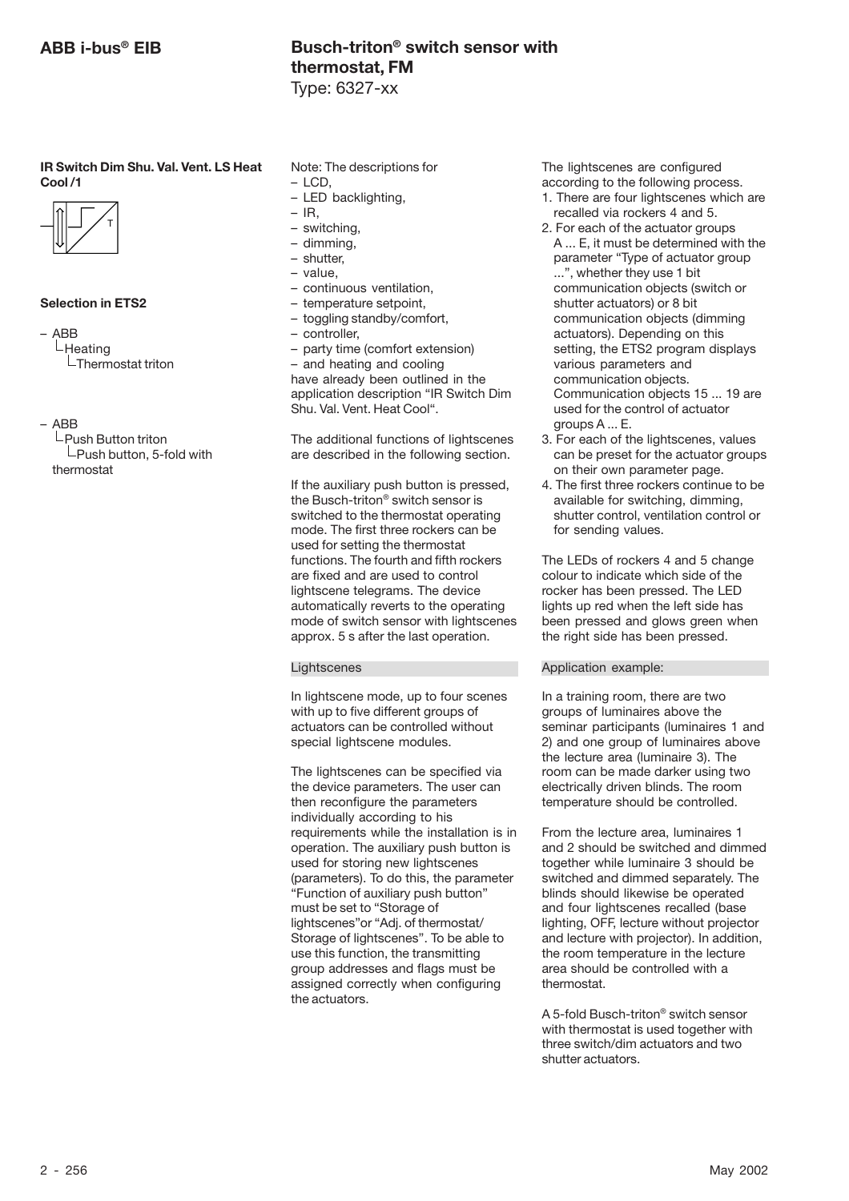# Busch-triton® switch sensor with thermostat, FM

Type: 6327-xx

**IR Switch Dim Shu. Val. Vent. LS Heat Cool /1**

**Selection in ETS2**

- ABB
  - Heating
    - Thermostat triton

- ABB
  - Push Button triton
    - Push button, 5-fold with thermostat

Note: The descriptions for
- LCD,
- LED backlighting,
- IR,
- switching,
- dimming,
- shutter,
- value,
- continuous ventilation,
- temperature setpoint,
- toggling standby/comfort,
- controller,
- party time (comfort extension)
- and heating and cooling

have already been outlined in the application description "IR Switch Dim Shu. Val. Vent. Heat Cool".

The additional functions of lightscenes are described in the following section.

If the auxiliary push button is pressed, the Busch-triton® switch sensor is switched to the thermostat operating mode. The first three rockers can be used for setting the thermostat functions. The fourth and fifth rockers are fixed and are used to control lightscene telegrams. The device automatically reverts to the operating mode of switch sensor with lightscenes approx. 5 s after the last operation.

## Lightscenes

In lightscene mode, up to four scenes with up to five different groups of actuators can be controlled without special lightscene modules.

The lightscenes can be specified via the device parameters. The user can then reconfigure the parameters individually according to his requirements while the installation is in operation. The auxiliary push button is used for storing new lightscenes (parameters). To do this, the parameter "Function of auxiliary push button" must be set to "Storage of lightscenes"or "Adj. of thermostat/ Storage of lightscenes". To be able to use this function, the transmitting group addresses and flags must be assigned correctly when configuring the actuators.

The lightscenes are configured according to the following process.

1. There are four lightscenes which are recalled via rockers 4 and 5.
2. For each of the actuator groups A ... E, it must be determined with the parameter "Type of actuator group ...", whether they use 1 bit communication objects (switch or shutter actuators) or 8 bit communication objects (dimming actuators). Depending on this setting, the ETS2 program displays various parameters and communication objects. Communication objects 15 ... 19 are used for the control of actuator groups A ... E.
3. For each of the lightscenes, values can be preset for the actuator groups on their own parameter page.
4. The first three rockers continue to be available for switching, dimming, shutter control, ventilation control or for sending values.

The LEDs of rockers 4 and 5 change colour to indicate which side of the rocker has been pressed. The LED lights up red when the left side has been pressed and glows green when the right side has been pressed.

## Application example:

In a training room, there are two groups of luminaires above the seminar participants (luminaires 1 and 2) and one group of luminaires above the lecture area (luminaire 3). The room can be made darker using two electrically driven blinds. The room temperature should be controlled.

From the lecture area, luminaires 1 and 2 should be switched and dimmed together while luminaire 3 should be switched and dimmed separately. The blinds should likewise be operated and four lightscenes recalled (base lighting, OFF, lecture without projector and lecture with projector). In addition, the room temperature in the lecture area should be controlled with a thermostat.

A 5-fold Busch-triton® switch sensor with thermostat is used together with three switch/dim actuators and two shutter actuators.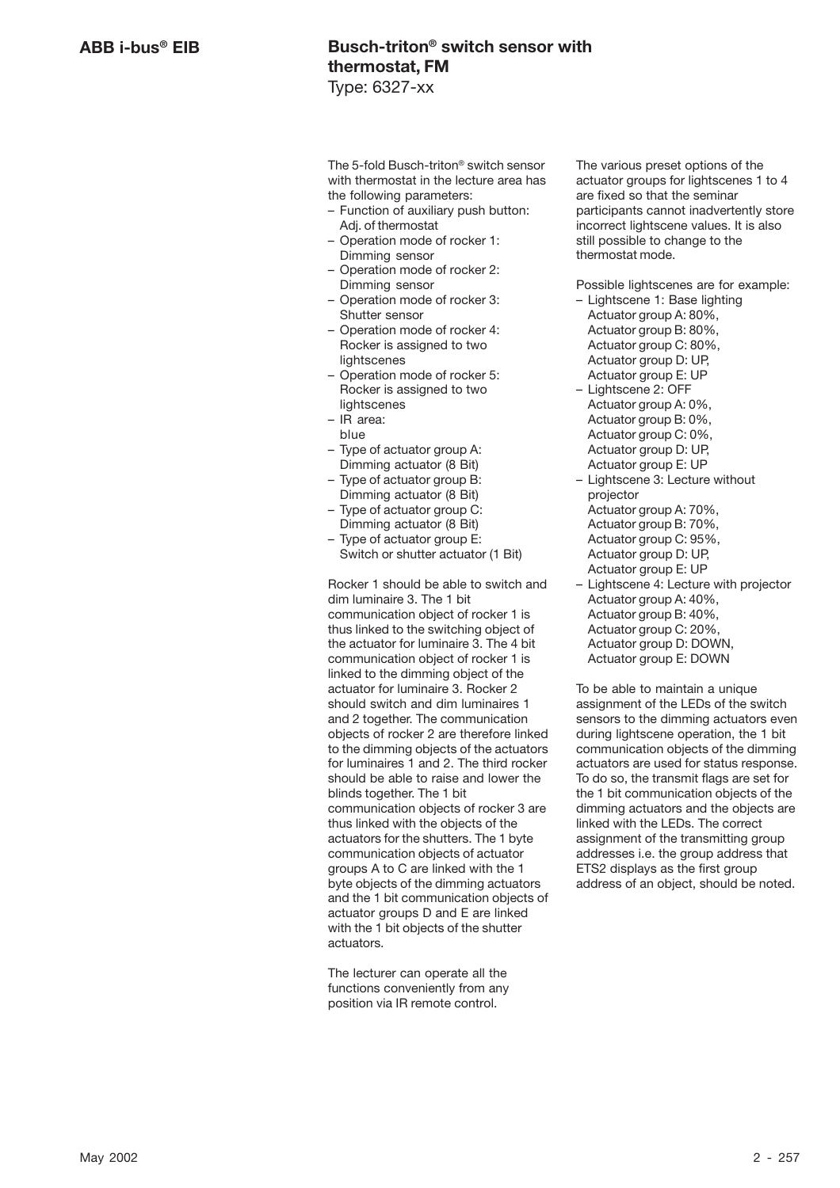The 5-fold Busch-triton® switch sensor with thermostat in the lecture area has the following parameters:

- Function of auxiliary push button: Adj. of thermostat
- Operation mode of rocker 1: Dimming sensor
- Operation mode of rocker 2: Dimming sensor
- Operation mode of rocker 3: Shutter sensor
- Operation mode of rocker 4: Rocker is assigned to two lightscenes
- Operation mode of rocker 5: Rocker is assigned to two lightscenes
- IR area: blue
- Type of actuator group A: Dimming actuator (8 Bit)
- Type of actuator group B: Dimming actuator (8 Bit)
- Type of actuator group C: Dimming actuator (8 Bit)
- Type of actuator group E: Switch or shutter actuator (1 Bit)

Rocker 1 should be able to switch and dim luminaire 3. The 1 bit communication object of rocker 1 is thus linked to the switching object of the actuator for luminaire 3. The 4 bit communication object of rocker 1 is linked to the dimming object of the actuator for luminaire 3. Rocker 2 should switch and dim luminaires 1 and 2 together. The communication objects of rocker 2 are therefore linked to the dimming objects of the actuators for luminaires 1 and 2. The third rocker should be able to raise and lower the blinds together. The 1 bit communication objects of rocker 3 are thus linked with the objects of the actuators for the shutters. The 1 byte communication objects of actuator groups A to C are linked with the 1 byte objects of the dimming actuators and the 1 bit communication objects of actuator groups D and E are linked with the 1 bit objects of the shutter actuators.

The lecturer can operate all the functions conveniently from any position via IR remote control.

The various preset options of the actuator groups for lightscenes 1 to 4 are fixed so that the seminar participants cannot inadvertently store incorrect lightscene values. It is also still possible to change to the thermostat mode.

Possible lightscenes are for example:

- Lightscene 1: Base lighting
  Actuator group A: 80%,
  Actuator group B: 80%,
  Actuator group C: 80%,
  Actuator group D: UP,
  Actuator group E: UP
- Lightscene 2: OFF
  Actuator group A: 0%,
  Actuator group B: 0%,
  Actuator group C: 0%,
  Actuator group D: UP,
  Actuator group E: UP
- Lightscene 3: Lecture without projector
  Actuator group A: 70%,
  Actuator group B: 70%,
  Actuator group C: 95%,
  Actuator group D: UP,
  Actuator group E: UP
- Lightscene 4: Lecture with projector
  Actuator group A: 40%,
  Actuator group B: 40%,
  Actuator group C: 20%,
  Actuator group D: DOWN,
  Actuator group E: DOWN

To be able to maintain a unique assignment of the LEDs of the switch sensors to the dimming actuators even during lightscene operation, the 1 bit communication objects of the dimming actuators are used for status response. To do so, the transmit flags are set for the 1 bit communication objects of the dimming actuators and the objects are linked with the LEDs. The correct assignment of the transmitting group addresses i.e. the group address that ETS2 displays as the first group address of an object, should be noted.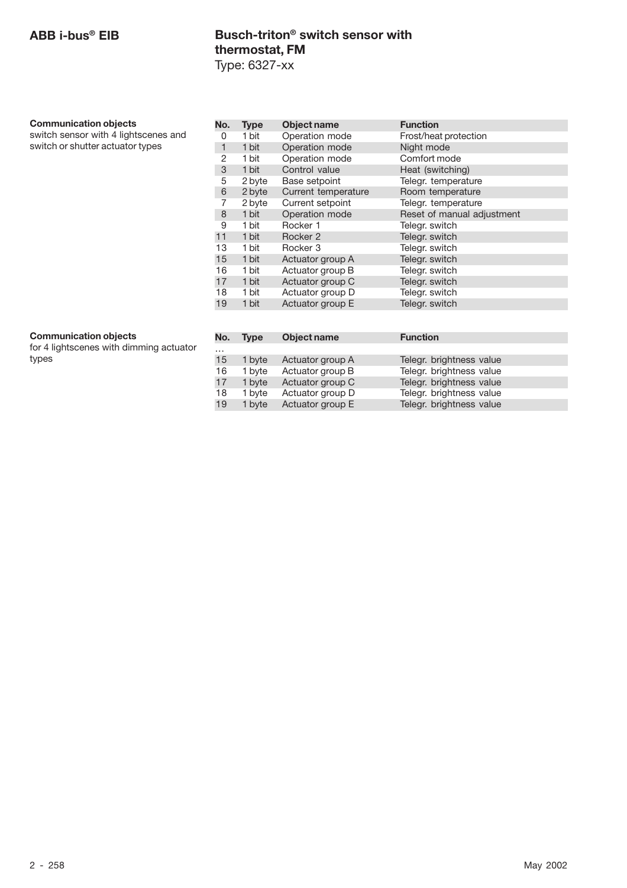**Communication objects**
switch sensor with 4 lightscenes and switch or shutter actuator types

| No. | Type | Object name | Function |
|---|---|---|---|
| 0 | 1 bit | Operation mode | Frost/heat protection |
| 1 | 1 bit | Operation mode | Night mode |
| 2 | 1 bit | Operation mode | Comfort mode |
| 3 | 1 bit | Control value | Heat (switching) |
| 5 | 2 byte | Base setpoint | Telegr. temperature |
| 6 | 2 byte | Current temperature | Room temperature |
| 7 | 2 byte | Current setpoint | Telegr. temperature |
| 8 | 1 bit | Operation mode | Reset of manual adjustment |
| 9 | 1 bit | Rocker 1 | Telegr. switch |
| 11 | 1 bit | Rocker 2 | Telegr. switch |
| 13 | 1 bit | Rocker 3 | Telegr. switch |
| 15 | 1 bit | Actuator group A | Telegr. switch |
| 16 | 1 bit | Actuator group B | Telegr. switch |
| 17 | 1 bit | Actuator group C | Telegr. switch |
| 18 | 1 bit | Actuator group D | Telegr. switch |
| 19 | 1 bit | Actuator group E | Telegr. switch |

**Communication objects**
for 4 lightscenes with dimming actuator types

| No. | Type | Object name | Function |
|---|---|---|---|
| … | | | |
| 15 | 1 byte | Actuator group A | Telegr. brightness value |
| 16 | 1 byte | Actuator group B | Telegr. brightness value |
| 17 | 1 byte | Actuator group C | Telegr. brightness value |
| 18 | 1 byte | Actuator group D | Telegr. brightness value |
| 19 | 1 byte | Actuator group E | Telegr. brightness value |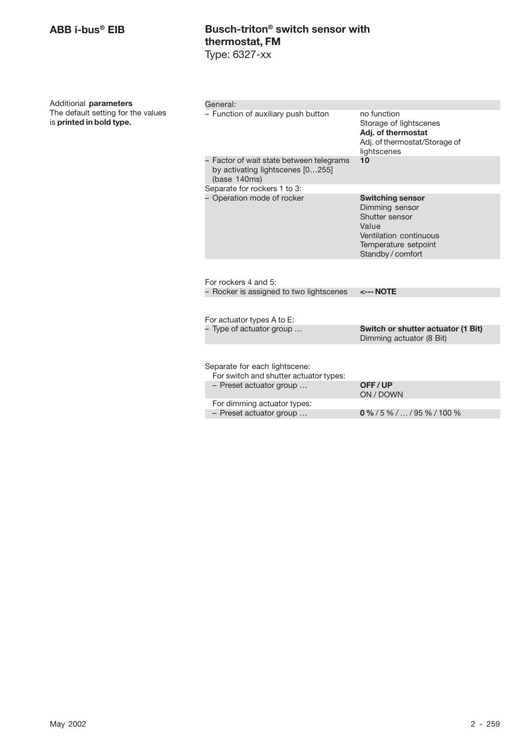**Additional parameters**
The default setting for the values is **printed in bold type.**

| | |
|---|---|
| General: | |
| – Function of auxiliary push button | no function<br>Storage of lightscenes<br>**Adj. of thermostat**<br>Adj. of thermostat/Storage of lightscenes |
| – Factor of wait state between telegrams by activating lightscenes [0…255] (base 140ms) | **10** |
| Separate for rockers 1 to 3: | |
| – Operation mode of rocker | **Switching sensor**<br>Dimming sensor<br>Shutter sensor<br>Value<br>Ventilation continuous<br>Temperature setpoint<br>Standby / comfort |
| For rockers 4 and 5: | |
| – Rocker is assigned to two lightscenes | **<--- NOTE** |
| For actuator types A to E: | |
| – Type of actuator group … | **Switch or shutter actuator (1 Bit)**<br>Dimming actuator (8 Bit) |
| Separate for each lightscene:<br>For switch and shutter actuator types: | |
| – Preset actuator group … | **OFF / UP**<br>ON / DOWN |
| For dimming actuator types: | |
| – Preset actuator group … | **0 %** / 5 % / … / 95 % / 100 % |